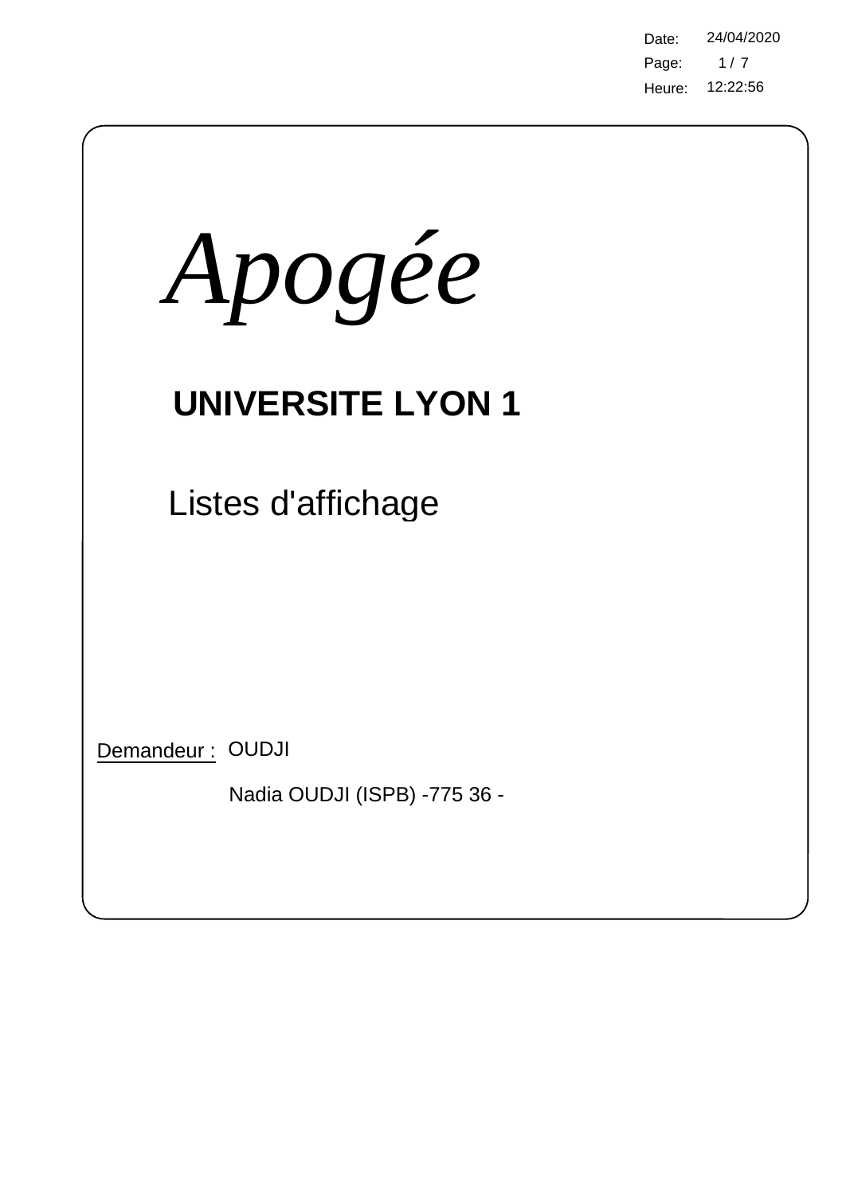Date: 24/04/2020
Heure: 12:22:56

# *Apogée*

## UNIVERSITE LYON 1

Listes d'affichage

Demandeur : OUDJI

Nadia OUDJI (ISPB) -775 36 -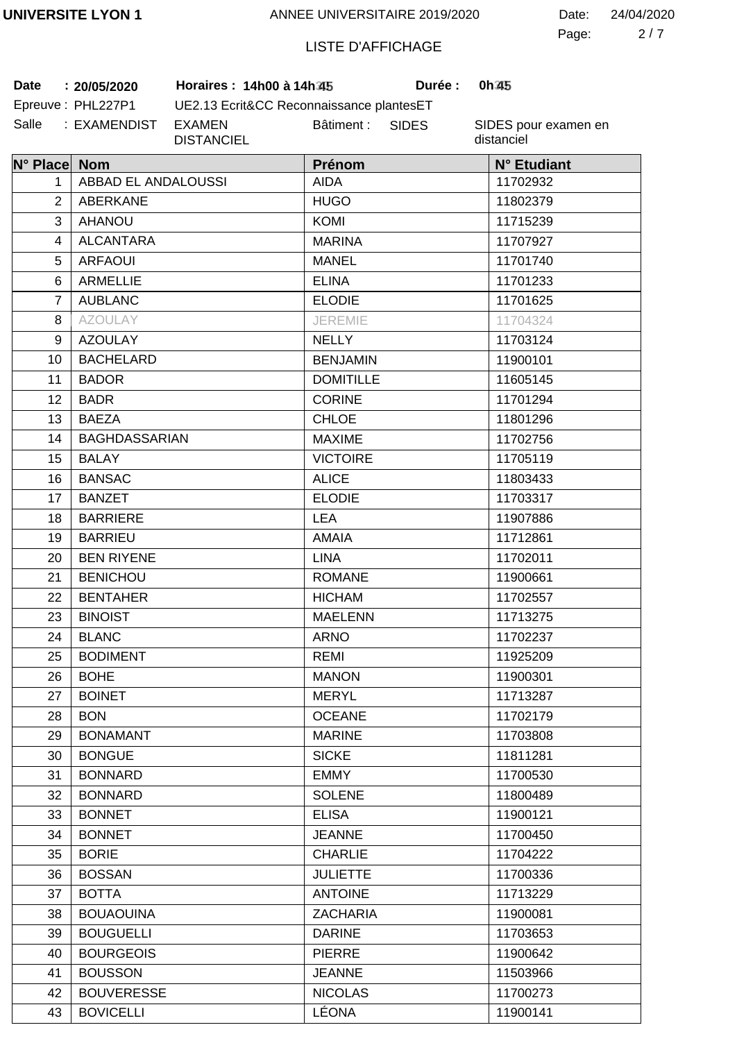UNIVERSITE LYON 1 — ANNEE UNIVERSITAIRE 2019/2020 — Date: 24/04/2020

LISTE D'AFFICHAGE

**Date** : **20/05/2020** **Horaires : 14h00 à 14h45** **Durée : 0h45**

Epreuve : PHL227P1 UE2.13 Ecrit&CC Reconnaissance plantesET

Salle : EXAMENDIST EXAMEN DISTANCIEL Bâtiment : SIDES SIDES pour examen en distanciel

| N° Place | Nom | Prénom | N° Etudiant |
|---|---|---|---|
| 1 | ABBAD EL ANDALOUSSI | AIDA | 11702932 |
| 2 | ABERKANE | HUGO | 11802379 |
| 3 | AHANOU | KOMI | 11715239 |
| 4 | ALCANTARA | MARINA | 11707927 |
| 5 | ARFAOUI | MANEL | 11701740 |
| 6 | ARMELLIE | ELINA | 11701233 |
| 7 | AUBLANC | ELODIE | 11701625 |
| 8 | AZOULAY | JEREMIE | 11704324 |
| 9 | AZOULAY | NELLY | 11703124 |
| 10 | BACHELARD | BENJAMIN | 11900101 |
| 11 | BADOR | DOMITILLE | 11605145 |
| 12 | BADR | CORINE | 11701294 |
| 13 | BAEZA | CHLOE | 11801296 |
| 14 | BAGHDASSARIAN | MAXIME | 11702756 |
| 15 | BALAY | VICTOIRE | 11705119 |
| 16 | BANSAC | ALICE | 11803433 |
| 17 | BANZET | ELODIE | 11703317 |
| 18 | BARRIERE | LEA | 11907886 |
| 19 | BARRIEU | AMAIA | 11712861 |
| 20 | BEN RIYENE | LINA | 11702011 |
| 21 | BENICHOU | ROMANE | 11900661 |
| 22 | BENTAHER | HICHAM | 11702557 |
| 23 | BINOIST | MAELENN | 11713275 |
| 24 | BLANC | ARNO | 11702237 |
| 25 | BODIMENT | REMI | 11925209 |
| 26 | BOHE | MANON | 11900301 |
| 27 | BOINET | MERYL | 11713287 |
| 28 | BON | OCEANE | 11702179 |
| 29 | BONAMANT | MARINE | 11703808 |
| 30 | BONGUE | SICKE | 11811281 |
| 31 | BONNARD | EMMY | 11700530 |
| 32 | BONNARD | SOLENE | 11800489 |
| 33 | BONNET | ELISA | 11900121 |
| 34 | BONNET | JEANNE | 11700450 |
| 35 | BORIE | CHARLIE | 11704222 |
| 36 | BOSSAN | JULIETTE | 11700336 |
| 37 | BOTTA | ANTOINE | 11713229 |
| 38 | BOUAOUINA | ZACHARIA | 11900081 |
| 39 | BOUGUELLI | DARINE | 11703653 |
| 40 | BOURGEOIS | PIERRE | 11900642 |
| 41 | BOUSSON | JEANNE | 11503966 |
| 42 | BOUVERESSE | NICOLAS | 11700273 |
| 43 | BOVICELLI | LÉONA | 11900141 |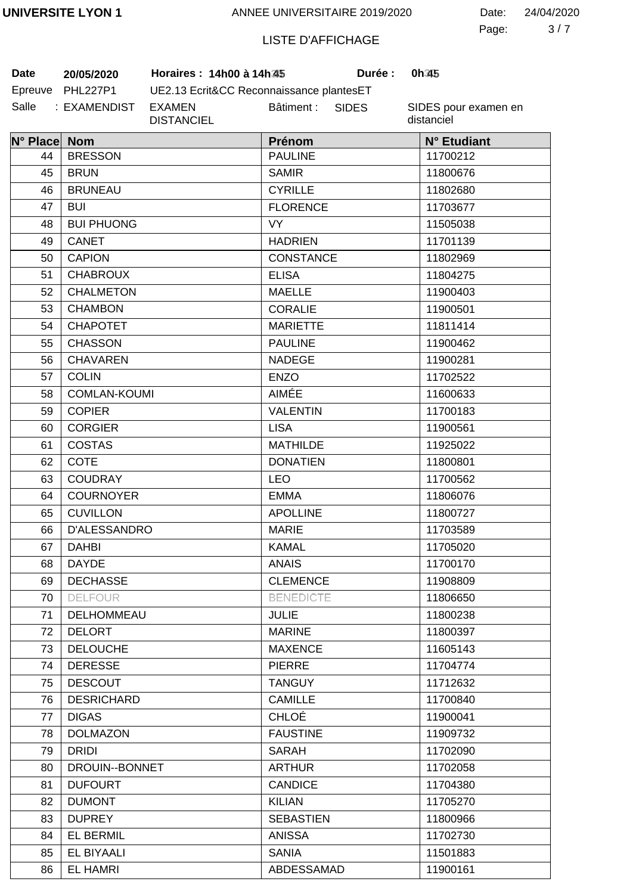UNIVERSITE LYON 1 — ANNEE UNIVERSITAIRE 2019/2020 — Date: 24/04/2020

LISTE D'AFFICHAGE

**Date** 20/05/2020 **Horaires : 14h00 à 14h45** **Durée : 0h45**

Epreuve PHL227P1 UE2.13 Ecrit&CC Reconnaissance plantesET

Salle : EXAMENDIST EXAMEN DISTANCIEL Bâtiment : SIDES SIDES pour examen en distanciel

| N° Place | Nom | Prénom | N° Etudiant |
|---|---|---|---|
| 44 | BRESSON | PAULINE | 11700212 |
| 45 | BRUN | SAMIR | 11800676 |
| 46 | BRUNEAU | CYRILLE | 11802680 |
| 47 | BUI | FLORENCE | 11703677 |
| 48 | BUI PHUONG | VY | 11505038 |
| 49 | CANET | HADRIEN | 11701139 |
| 50 | CAPION | CONSTANCE | 11802969 |
| 51 | CHABROUX | ELISA | 11804275 |
| 52 | CHALMETON | MAELLE | 11900403 |
| 53 | CHAMBON | CORALIE | 11900501 |
| 54 | CHAPOTET | MARIETTE | 11811414 |
| 55 | CHASSON | PAULINE | 11900462 |
| 56 | CHAVAREN | NADEGE | 11900281 |
| 57 | COLIN | ENZO | 11702522 |
| 58 | COMLAN-KOUMI | AIMÉE | 11600633 |
| 59 | COPIER | VALENTIN | 11700183 |
| 60 | CORGIER | LISA | 11900561 |
| 61 | COSTAS | MATHILDE | 11925022 |
| 62 | COTE | DONATIEN | 11800801 |
| 63 | COUDRAY | LEO | 11700562 |
| 64 | COURNOYER | EMMA | 11806076 |
| 65 | CUVILLON | APOLLINE | 11800727 |
| 66 | D'ALESSANDRO | MARIE | 11703589 |
| 67 | DAHBI | KAMAL | 11705020 |
| 68 | DAYDE | ANAIS | 11700170 |
| 69 | DECHASSE | CLEMENCE | 11908809 |
| 70 | DELFOUR | BENEDICTE | 11806650 |
| 71 | DELHOMMEAU | JULIE | 11800238 |
| 72 | DELORT | MARINE | 11800397 |
| 73 | DELOUCHE | MAXENCE | 11605143 |
| 74 | DERESSE | PIERRE | 11704774 |
| 75 | DESCOUT | TANGUY | 11712632 |
| 76 | DESRICHARD | CAMILLE | 11700840 |
| 77 | DIGAS | CHLOÉ | 11900041 |
| 78 | DOLMAZON | FAUSTINE | 11909732 |
| 79 | DRIDI | SARAH | 11702090 |
| 80 | DROUIN--BONNET | ARTHUR | 11702058 |
| 81 | DUFOURT | CANDICE | 11704380 |
| 82 | DUMONT | KILIAN | 11705270 |
| 83 | DUPREY | SEBASTIEN | 11800966 |
| 84 | EL BERMIL | ANISSA | 11702730 |
| 85 | EL BIYAALI | SANIA | 11501883 |
| 86 | EL HAMRI | ABDESSAMAD | 11900161 |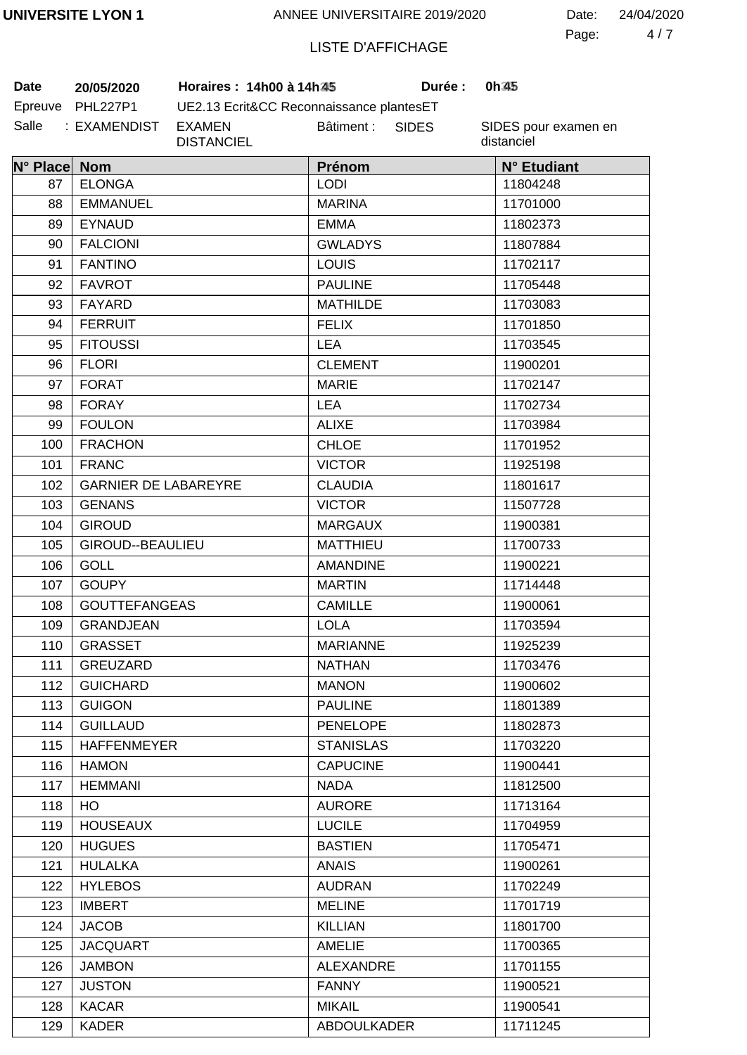**UNIVERSITE LYON 1** ANNEE UNIVERSITAIRE 2019/2020 Date: 24/04/2020

LISTE D'AFFICHAGE

**Date** **20/05/2020** **Horaires : 14h00 à 14h45** **Durée : 0h45**

Epreuve PHL227P1 UE2.13 Ecrit&CC Reconnaissance plantesET

Salle : EXAMENDIST EXAMEN DISTANCIEL Bâtiment : SIDES SIDES pour examen en distanciel

| N° Place | Nom | Prénom | N° Etudiant |
|---|---|---|---|
| 87 | ELONGA | LODI | 11804248 |
| 88 | EMMANUEL | MARINA | 11701000 |
| 89 | EYNAUD | EMMA | 11802373 |
| 90 | FALCIONI | GWLADYS | 11807884 |
| 91 | FANTINO | LOUIS | 11702117 |
| 92 | FAVROT | PAULINE | 11705448 |
| 93 | FAYARD | MATHILDE | 11703083 |
| 94 | FERRUIT | FELIX | 11701850 |
| 95 | FITOUSSI | LEA | 11703545 |
| 96 | FLORI | CLEMENT | 11900201 |
| 97 | FORAT | MARIE | 11702147 |
| 98 | FORAY | LEA | 11702734 |
| 99 | FOULON | ALIXE | 11703984 |
| 100 | FRACHON | CHLOE | 11701952 |
| 101 | FRANC | VICTOR | 11925198 |
| 102 | GARNIER DE LABAREYRE | CLAUDIA | 11801617 |
| 103 | GENANS | VICTOR | 11507728 |
| 104 | GIROUD | MARGAUX | 11900381 |
| 105 | GIROUD--BEAULIEU | MATTHIEU | 11700733 |
| 106 | GOLL | AMANDINE | 11900221 |
| 107 | GOUPY | MARTIN | 11714448 |
| 108 | GOUTTEFANGEAS | CAMILLE | 11900061 |
| 109 | GRANDJEAN | LOLA | 11703594 |
| 110 | GRASSET | MARIANNE | 11925239 |
| 111 | GREUZARD | NATHAN | 11703476 |
| 112 | GUICHARD | MANON | 11900602 |
| 113 | GUIGON | PAULINE | 11801389 |
| 114 | GUILLAUD | PENELOPE | 11802873 |
| 115 | HAFFENMEYER | STANISLAS | 11703220 |
| 116 | HAMON | CAPUCINE | 11900441 |
| 117 | HEMMANI | NADA | 11812500 |
| 118 | HO | AURORE | 11713164 |
| 119 | HOUSEAUX | LUCILE | 11704959 |
| 120 | HUGUES | BASTIEN | 11705471 |
| 121 | HULALKA | ANAIS | 11900261 |
| 122 | HYLEBOS | AUDRAN | 11702249 |
| 123 | IMBERT | MELINE | 11701719 |
| 124 | JACOB | KILLIAN | 11801700 |
| 125 | JACQUART | AMELIE | 11700365 |
| 126 | JAMBON | ALEXANDRE | 11701155 |
| 127 | JUSTON | FANNY | 11900521 |
| 128 | KACAR | MIKAIL | 11900541 |
| 129 | KADER | ABDOULKADER | 11711245 |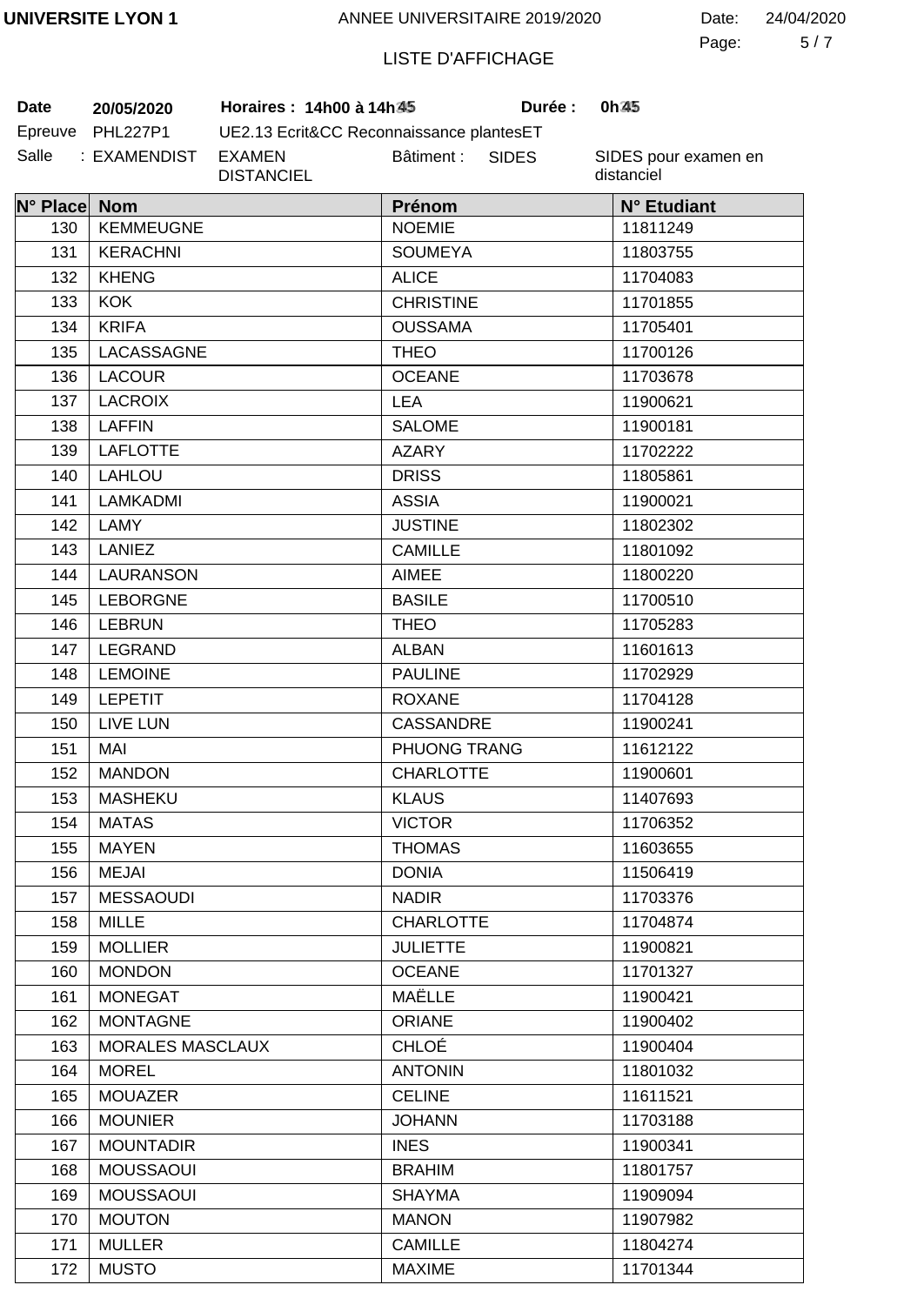UNIVERSITE LYON 1 — ANNEE UNIVERSITAIRE 2019/2020 — Date: 24/04/2020

LISTE D'AFFICHAGE

**Date** 20/05/2020 **Horaires : 14h00 à 14h45** **Durée : 0h45**

Epreuve PHL227P1 UE2.13 Ecrit&CC Reconnaissance plantesET

Salle : EXAMENDIST EXAMEN DISTANCIEL Bâtiment : SIDES SIDES pour examen en distanciel

| N° Place | Nom | Prénom | N° Etudiant |
|---|---|---|---|
| 130 | KEMMEUGNE | NOEMIE | 11811249 |
| 131 | KERACHNI | SOUMEYA | 11803755 |
| 132 | KHENG | ALICE | 11704083 |
| 133 | KOK | CHRISTINE | 11701855 |
| 134 | KRIFA | OUSSAMA | 11705401 |
| 135 | LACASSAGNE | THEO | 11700126 |
| 136 | LACOUR | OCEANE | 11703678 |
| 137 | LACROIX | LEA | 11900621 |
| 138 | LAFFIN | SALOME | 11900181 |
| 139 | LAFLOTTE | AZARY | 11702222 |
| 140 | LAHLOU | DRISS | 11805861 |
| 141 | LAMKADMI | ASSIA | 11900021 |
| 142 | LAMY | JUSTINE | 11802302 |
| 143 | LANIEZ | CAMILLE | 11801092 |
| 144 | LAURANSON | AIMEE | 11800220 |
| 145 | LEBORGNE | BASILE | 11700510 |
| 146 | LEBRUN | THEO | 11705283 |
| 147 | LEGRAND | ALBAN | 11601613 |
| 148 | LEMOINE | PAULINE | 11702929 |
| 149 | LEPETIT | ROXANE | 11704128 |
| 150 | LIVE LUN | CASSANDRE | 11900241 |
| 151 | MAI | PHUONG TRANG | 11612122 |
| 152 | MANDON | CHARLOTTE | 11900601 |
| 153 | MASHEKU | KLAUS | 11407693 |
| 154 | MATAS | VICTOR | 11706352 |
| 155 | MAYEN | THOMAS | 11603655 |
| 156 | MEJAI | DONIA | 11506419 |
| 157 | MESSAOUDI | NADIR | 11703376 |
| 158 | MILLE | CHARLOTTE | 11704874 |
| 159 | MOLLIER | JULIETTE | 11900821 |
| 160 | MONDON | OCEANE | 11701327 |
| 161 | MONEGAT | MAËLLE | 11900421 |
| 162 | MONTAGNE | ORIANE | 11900402 |
| 163 | MORALES MASCLAUX | CHLOÉ | 11900404 |
| 164 | MOREL | ANTONIN | 11801032 |
| 165 | MOUAZER | CELINE | 11611521 |
| 166 | MOUNIER | JOHANN | 11703188 |
| 167 | MOUNTADIR | INES | 11900341 |
| 168 | MOUSSAOUI | BRAHIM | 11801757 |
| 169 | MOUSSAOUI | SHAYMA | 11909094 |
| 170 | MOUTON | MANON | 11907982 |
| 171 | MULLER | CAMILLE | 11804274 |
| 172 | MUSTO | MAXIME | 11701344 |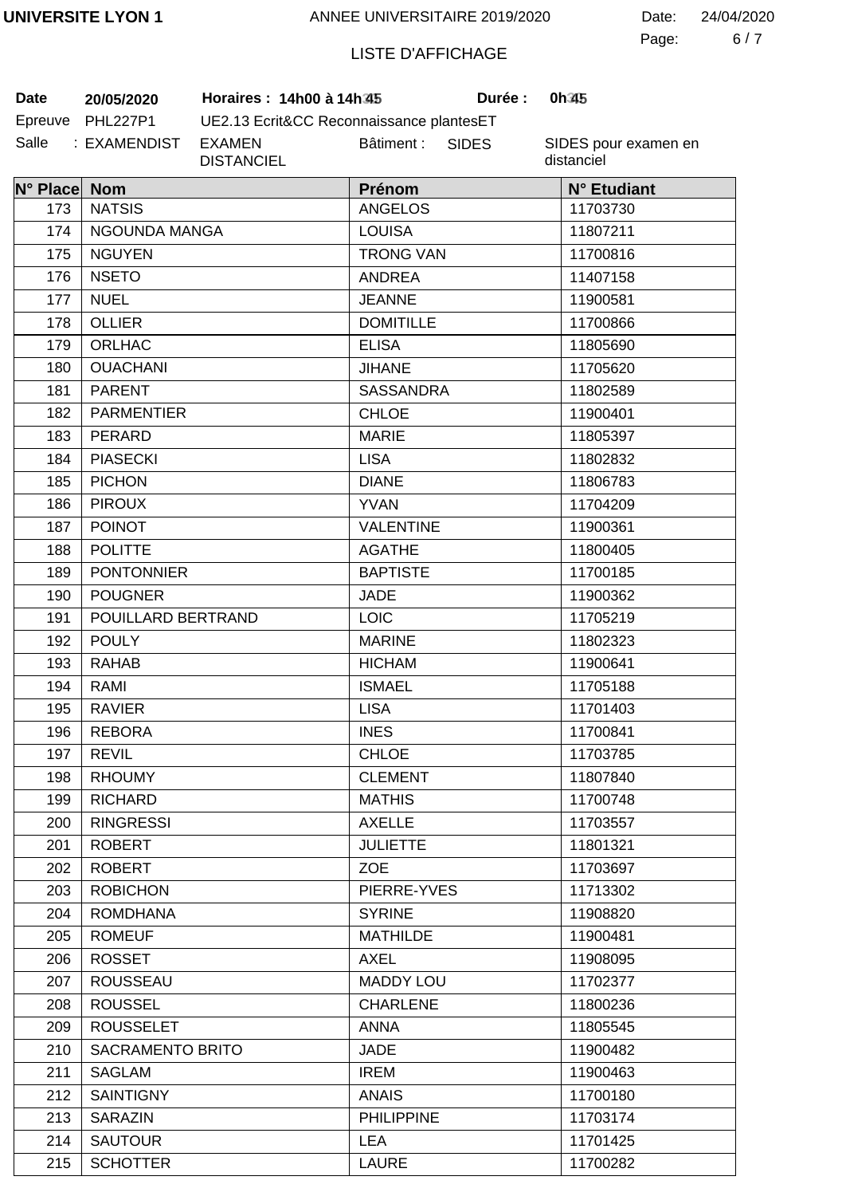UNIVERSITE LYON 1 ANNEE UNIVERSITAIRE 2019/2020 Date: 24/04/2020

LISTE D'AFFICHAGE

**Date** 20/05/2020 **Horaires : 14h00 à 14h45** **Durée : 0h45**

Epreuve PHL227P1 UE2.13 Ecrit&CC Reconnaissance plantesET

Salle : EXAMENDIST EXAMEN DISTANCIEL Bâtiment : SIDES SIDES pour examen en distanciel

| N° Place | Nom | Prénom | N° Etudiant |
|---|---|---|---|
| 173 | NATSIS | ANGELOS | 11703730 |
| 174 | NGOUNDA MANGA | LOUISA | 11807211 |
| 175 | NGUYEN | TRONG VAN | 11700816 |
| 176 | NSETO | ANDREA | 11407158 |
| 177 | NUEL | JEANNE | 11900581 |
| 178 | OLLIER | DOMITILLE | 11700866 |
| 179 | ORLHAC | ELISA | 11805690 |
| 180 | OUACHANI | JIHANE | 11705620 |
| 181 | PARENT | SASSANDRA | 11802589 |
| 182 | PARMENTIER | CHLOE | 11900401 |
| 183 | PERARD | MARIE | 11805397 |
| 184 | PIASECKI | LISA | 11802832 |
| 185 | PICHON | DIANE | 11806783 |
| 186 | PIROUX | YVAN | 11704209 |
| 187 | POINOT | VALENTINE | 11900361 |
| 188 | POLITTE | AGATHE | 11800405 |
| 189 | PONTONNIER | BAPTISTE | 11700185 |
| 190 | POUGNER | JADE | 11900362 |
| 191 | POUILLARD BERTRAND | LOIC | 11705219 |
| 192 | POULY | MARINE | 11802323 |
| 193 | RAHAB | HICHAM | 11900641 |
| 194 | RAMI | ISMAEL | 11705188 |
| 195 | RAVIER | LISA | 11701403 |
| 196 | REBORA | INES | 11700841 |
| 197 | REVIL | CHLOE | 11703785 |
| 198 | RHOUMY | CLEMENT | 11807840 |
| 199 | RICHARD | MATHIS | 11700748 |
| 200 | RINGRESSI | AXELLE | 11703557 |
| 201 | ROBERT | JULIETTE | 11801321 |
| 202 | ROBERT | ZOE | 11703697 |
| 203 | ROBICHON | PIERRE-YVES | 11713302 |
| 204 | ROMDHANA | SYRINE | 11908820 |
| 205 | ROMEUF | MATHILDE | 11900481 |
| 206 | ROSSET | AXEL | 11908095 |
| 207 | ROUSSEAU | MADDY LOU | 11702377 |
| 208 | ROUSSEL | CHARLENE | 11800236 |
| 209 | ROUSSELET | ANNA | 11805545 |
| 210 | SACRAMENTO BRITO | JADE | 11900482 |
| 211 | SAGLAM | IREM | 11900463 |
| 212 | SAINTIGNY | ANAIS | 11700180 |
| 213 | SARAZIN | PHILIPPINE | 11703174 |
| 214 | SAUTOUR | LEA | 11701425 |
| 215 | SCHOTTER | LAURE | 11700282 |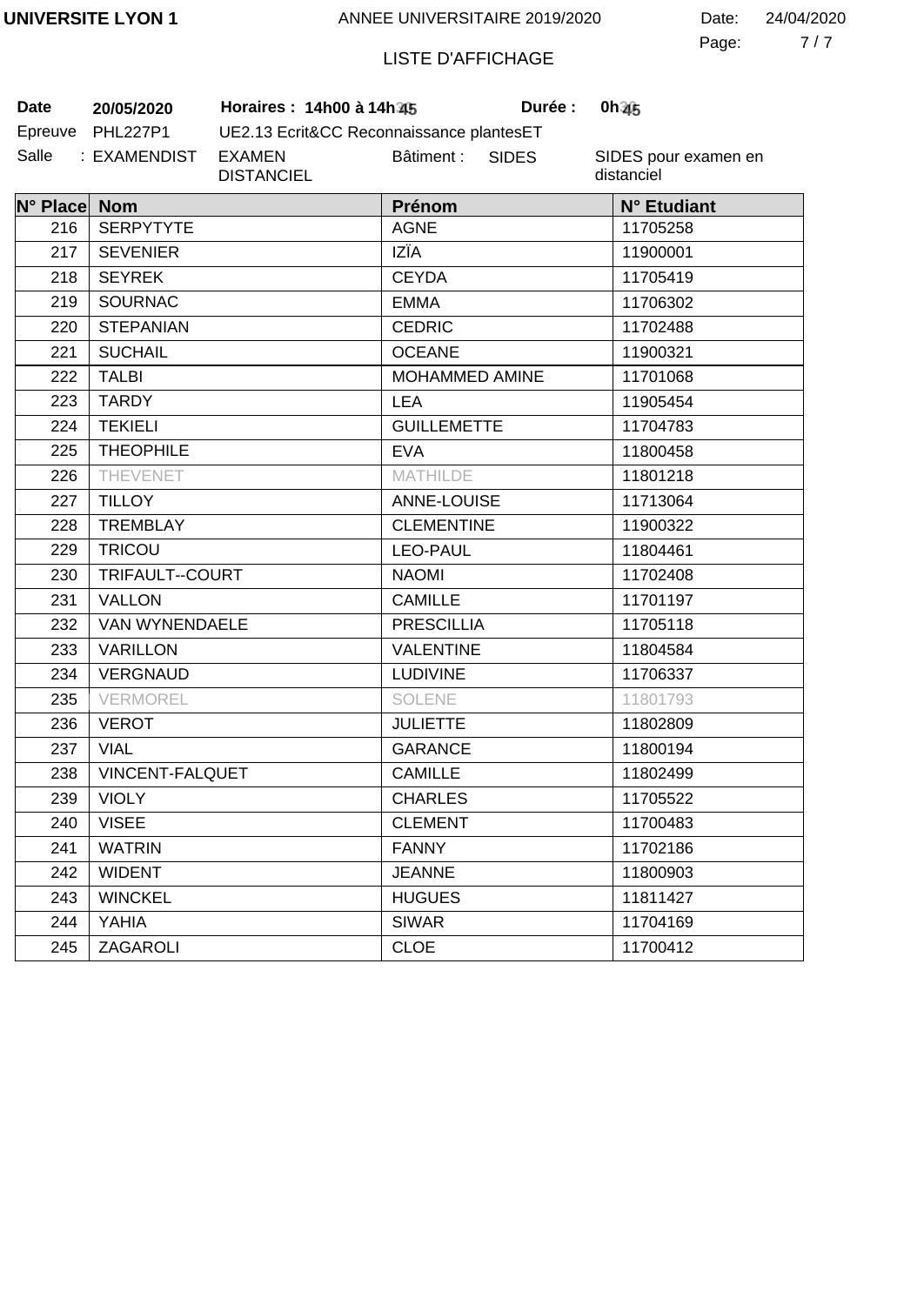UNIVERSITE LYON 1 — ANNEE UNIVERSITAIRE 2019/2020 — Date: 24/04/2020

LISTE D'AFFICHAGE

**Date** **20/05/2020** **Horaires : 14h00 à 14h45** **Durée : 0h45**

Epreuve PHL227P1 UE2.13 Ecrit&CC Reconnaissance plantesET

Salle : EXAMENDIST EXAMEN DISTANCIEL Bâtiment : SIDES SIDES pour examen en distanciel

| N° Place | Nom | Prénom | N° Etudiant |
|---|---|---|---|
| 216 | SERPYTYTE | AGNE | 11705258 |
| 217 | SEVENIER | IZÏA | 11900001 |
| 218 | SEYREK | CEYDA | 11705419 |
| 219 | SOURNAC | EMMA | 11706302 |
| 220 | STEPANIAN | CEDRIC | 11702488 |
| 221 | SUCHAIL | OCEANE | 11900321 |
| 222 | TALBI | MOHAMMED AMINE | 11701068 |
| 223 | TARDY | LEA | 11905454 |
| 224 | TEKIELI | GUILLEMETTE | 11704783 |
| 225 | THEOPHILE | EVA | 11800458 |
| 226 | THEVENET | MATHILDE | 11801218 |
| 227 | TILLOY | ANNE-LOUISE | 11713064 |
| 228 | TREMBLAY | CLEMENTINE | 11900322 |
| 229 | TRICOU | LEO-PAUL | 11804461 |
| 230 | TRIFAULT--COURT | NAOMI | 11702408 |
| 231 | VALLON | CAMILLE | 11701197 |
| 232 | VAN WYNENDAELE | PRESCILLIA | 11705118 |
| 233 | VARILLON | VALENTINE | 11804584 |
| 234 | VERGNAUD | LUDIVINE | 11706337 |
| 235 | VERMOREL | SOLENE | 11801793 |
| 236 | VEROT | JULIETTE | 11802809 |
| 237 | VIAL | GARANCE | 11800194 |
| 238 | VINCENT-FALQUET | CAMILLE | 11802499 |
| 239 | VIOLY | CHARLES | 11705522 |
| 240 | VISEE | CLEMENT | 11700483 |
| 241 | WATRIN | FANNY | 11702186 |
| 242 | WIDENT | JEANNE | 11800903 |
| 243 | WINCKEL | HUGUES | 11811427 |
| 244 | YAHIA | SIWAR | 11704169 |
| 245 | ZAGAROLI | CLOE | 11700412 |